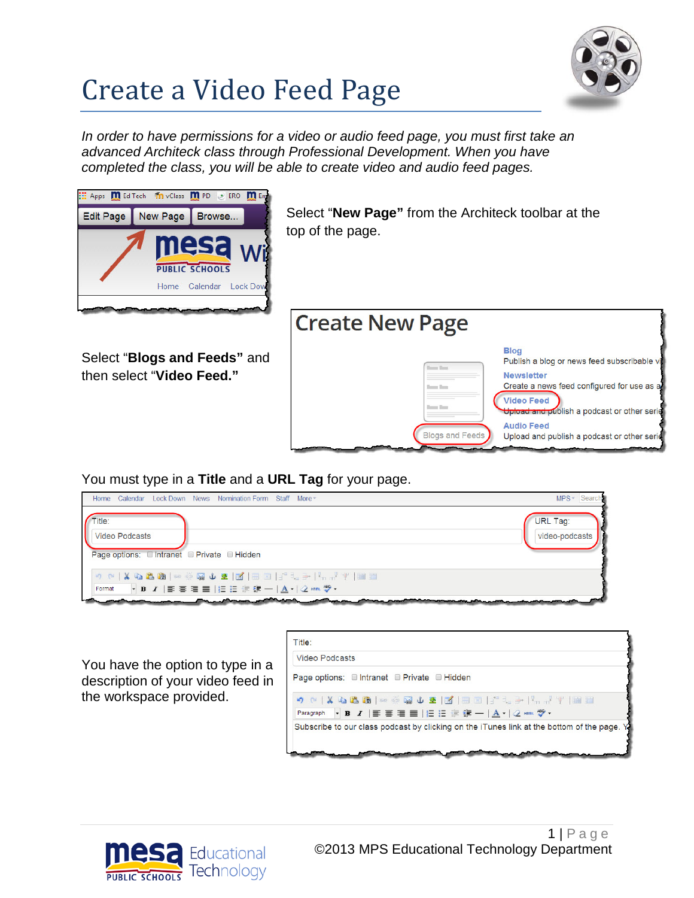# Create a Video Feed Page

*In order to have permissions for a video or audio feed page, you must first take an advanced Architeck class through Professional Development. When you have completed the class, you will be able to create video and audio feed pages.*

Select "**New Page"** from the Architeck toolbar at the top of the page.

Select "**Blogs and Feeds"** and then select "**Video Feed.**"

You must type in a **Title** and a **URL Tag** for your page.

You have the option to type in a description of your video feed in the workspace provided.

©2013 MPS Educational Technology Department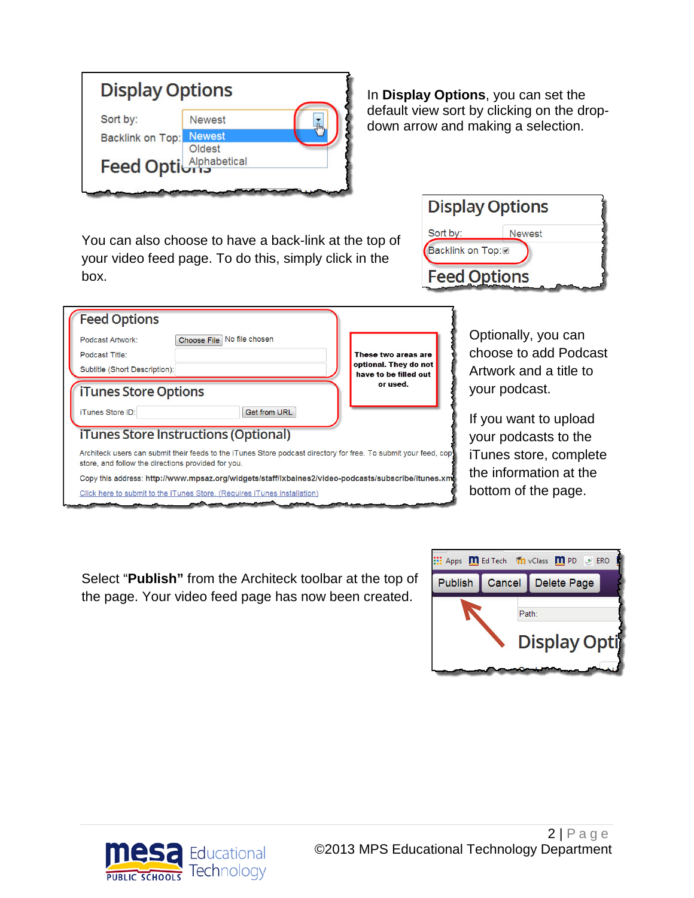In **Display Options**, you can set the default view sort by clicking on the drop-down arrow and making a selection.

You can also choose to have a back-link at the top of your video feed page. To do this, simply click in the box.

Optionally, you can choose to add Podcast Artwork and a title to your podcast.

If you want to upload your podcasts to the iTunes store, complete the information at the bottom of the page.

Select "**Publish"** from the Architeck toolbar at the top of the page. Your video feed page has now been created.

©2013 MPS Educational Technology Department